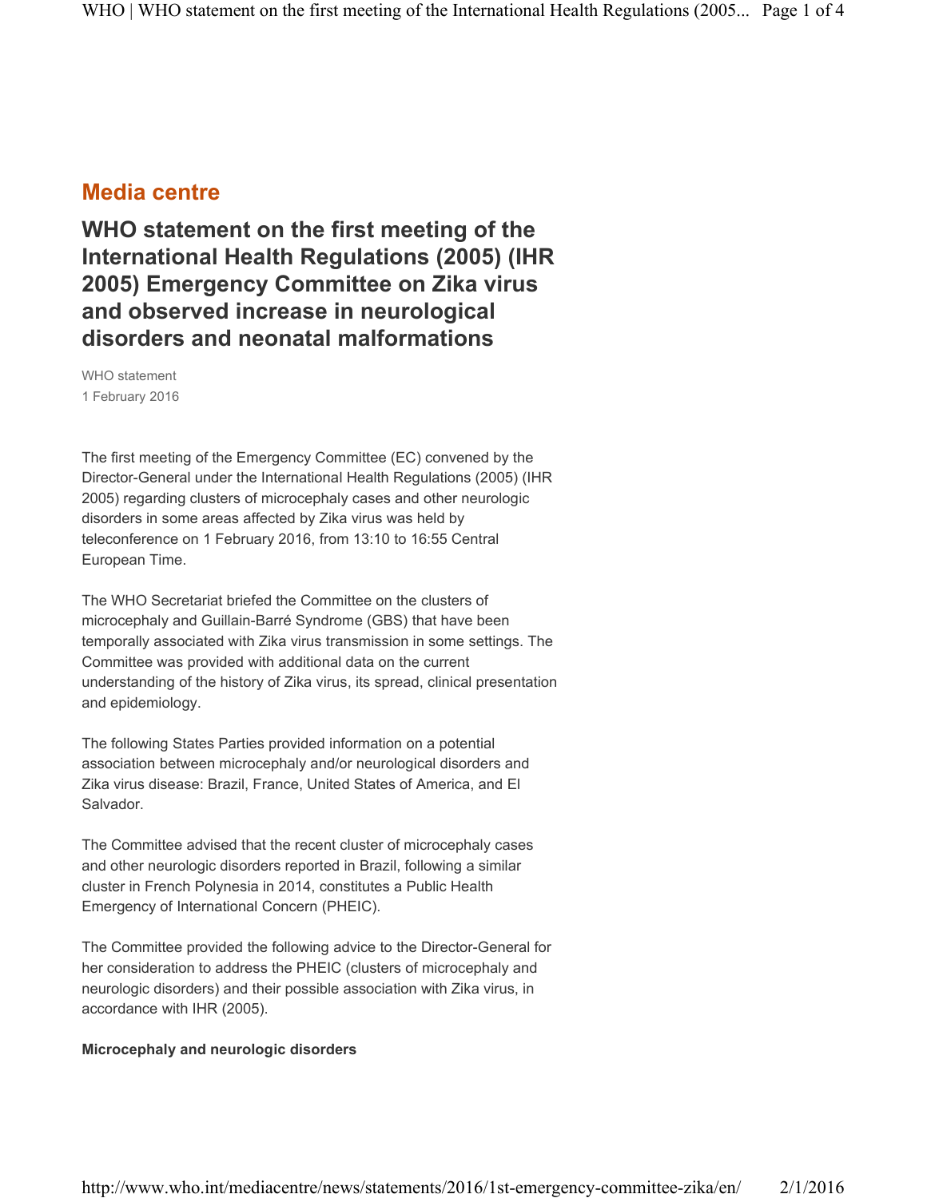## Media centre

# WHO statement on the first meeting of the International Health Regulations (2005) (IHR 2005) Emergency Committee on Zika virus and observed increase in neurological disorders and neonatal malformations

WHO statement
1 February 2016

The first meeting of the Emergency Committee (EC) convened by the Director-General under the International Health Regulations (2005) (IHR 2005) regarding clusters of microcephaly cases and other neurologic disorders in some areas affected by Zika virus was held by teleconference on 1 February 2016, from 13:10 to 16:55 Central European Time.

The WHO Secretariat briefed the Committee on the clusters of microcephaly and Guillain-Barré Syndrome (GBS) that have been temporally associated with Zika virus transmission in some settings. The Committee was provided with additional data on the current understanding of the history of Zika virus, its spread, clinical presentation and epidemiology.

The following States Parties provided information on a potential association between microcephaly and/or neurological disorders and Zika virus disease: Brazil, France, United States of America, and El Salvador.

The Committee advised that the recent cluster of microcephaly cases and other neurologic disorders reported in Brazil, following a similar cluster in French Polynesia in 2014, constitutes a Public Health Emergency of International Concern (PHEIC).

The Committee provided the following advice to the Director-General for her consideration to address the PHEIC (clusters of microcephaly and neurologic disorders) and their possible association with Zika virus, in accordance with IHR (2005).

**Microcephaly and neurologic disorders**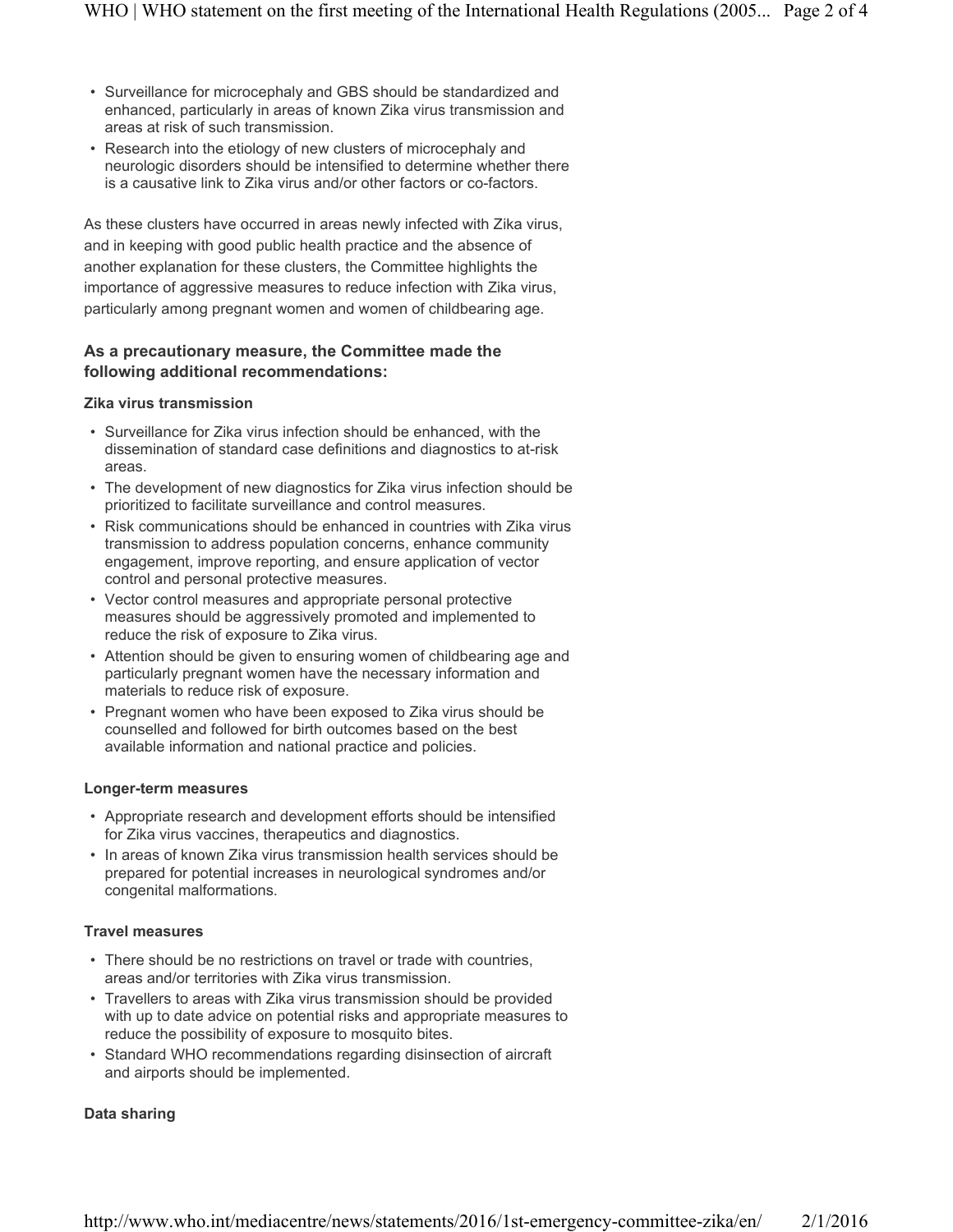- Surveillance for microcephaly and GBS should be standardized and enhanced, particularly in areas of known Zika virus transmission and areas at risk of such transmission.
- Research into the etiology of new clusters of microcephaly and neurologic disorders should be intensified to determine whether there is a causative link to Zika virus and/or other factors or co-factors.

As these clusters have occurred in areas newly infected with Zika virus, and in keeping with good public health practice and the absence of another explanation for these clusters, the Committee highlights the importance of aggressive measures to reduce infection with Zika virus, particularly among pregnant women and women of childbearing age.

### As a precautionary measure, the Committee made the following additional recommendations:

#### Zika virus transmission

- Surveillance for Zika virus infection should be enhanced, with the dissemination of standard case definitions and diagnostics to at-risk areas.
- The development of new diagnostics for Zika virus infection should be prioritized to facilitate surveillance and control measures.
- Risk communications should be enhanced in countries with Zika virus transmission to address population concerns, enhance community engagement, improve reporting, and ensure application of vector control and personal protective measures.
- Vector control measures and appropriate personal protective measures should be aggressively promoted and implemented to reduce the risk of exposure to Zika virus.
- Attention should be given to ensuring women of childbearing age and particularly pregnant women have the necessary information and materials to reduce risk of exposure.
- Pregnant women who have been exposed to Zika virus should be counselled and followed for birth outcomes based on the best available information and national practice and policies.

#### Longer-term measures

- Appropriate research and development efforts should be intensified for Zika virus vaccines, therapeutics and diagnostics.
- In areas of known Zika virus transmission health services should be prepared for potential increases in neurological syndromes and/or congenital malformations.

#### Travel measures

- There should be no restrictions on travel or trade with countries, areas and/or territories with Zika virus transmission.
- Travellers to areas with Zika virus transmission should be provided with up to date advice on potential risks and appropriate measures to reduce the possibility of exposure to mosquito bites.
- Standard WHO recommendations regarding disinsection of aircraft and airports should be implemented.

#### Data sharing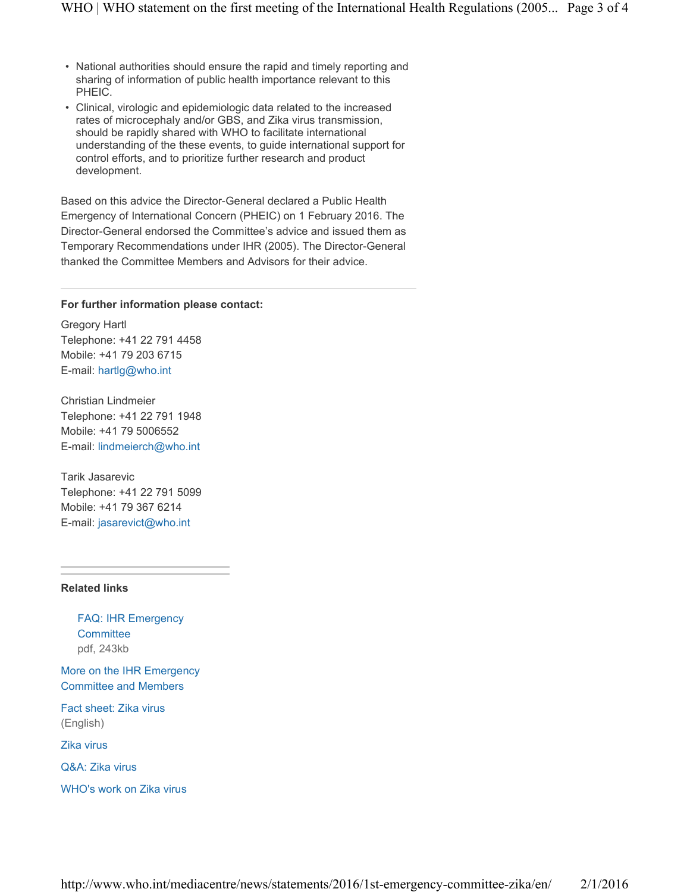- National authorities should ensure the rapid and timely reporting and sharing of information of public health importance relevant to this PHEIC.
- Clinical, virologic and epidemiologic data related to the increased rates of microcephaly and/or GBS, and Zika virus transmission, should be rapidly shared with WHO to facilitate international understanding of the these events, to guide international support for control efforts, and to prioritize further research and product development.

Based on this advice the Director-General declared a Public Health Emergency of International Concern (PHEIC) on 1 February 2016. The Director-General endorsed the Committee's advice and issued them as Temporary Recommendations under IHR (2005). The Director-General thanked the Committee Members and Advisors for their advice.

---

**For further information please contact:**

Gregory Hartl
Telephone: +41 22 791 4458
Mobile: +41 79 203 6715
E-mail: hartlg@who.int

Christian Lindmeier
Telephone: +41 22 791 1948
Mobile: +41 79 5006552
E-mail: lindmeierch@who.int

Tarik Jasarevic
Telephone: +41 22 791 5099
Mobile: +41 79 367 6214
E-mail: jasarevict@who.int

---

**Related links**

FAQ: IHR Emergency Committee
pdf, 243kb

More on the IHR Emergency Committee and Members

Fact sheet: Zika virus
(English)

Zika virus

Q&A: Zika virus

WHO's work on Zika virus